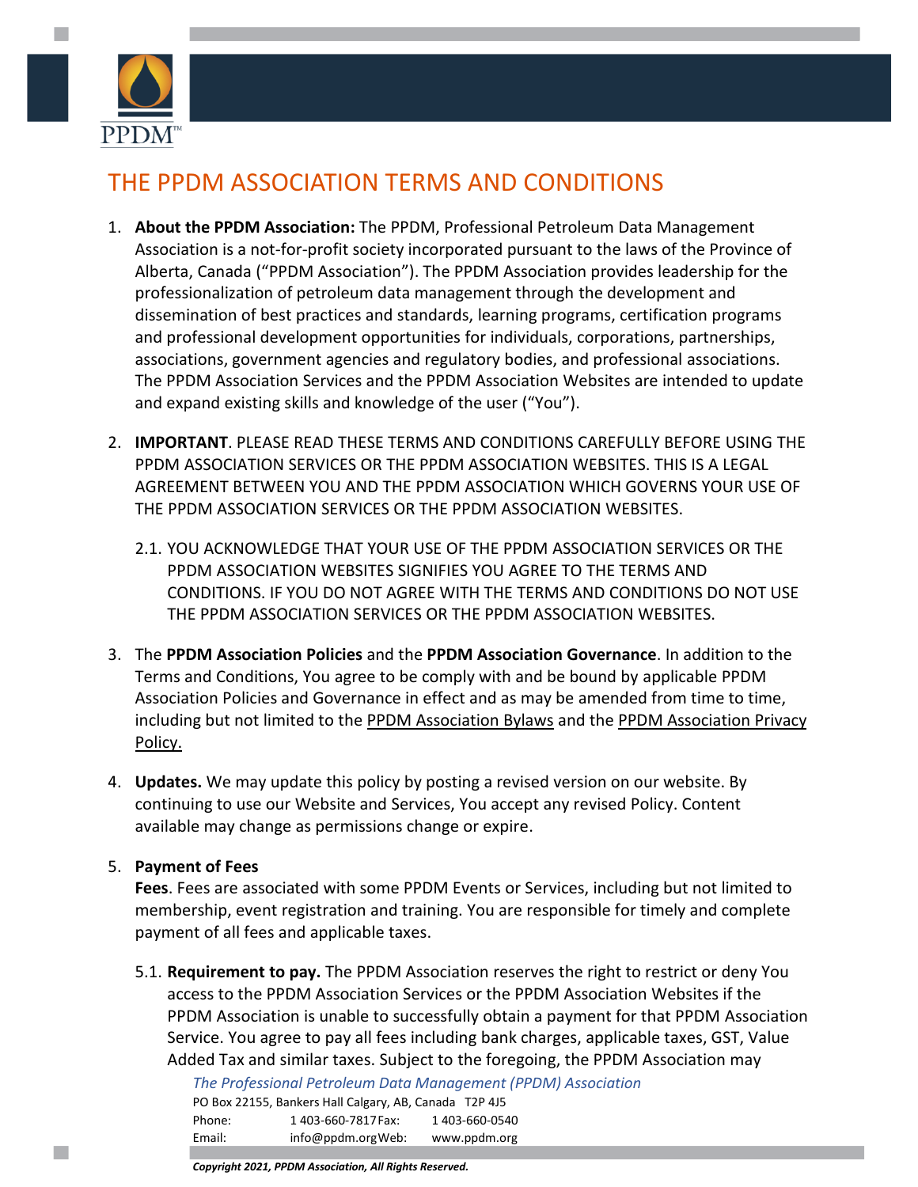# THE PPDM ASSOCIATION TERMS AND CONDITIONS

1. **About the PPDM Association:** The PPDM, Professional Petroleum Data Management Association is a not-for-profit society incorporated pursuant to the laws of the Province of Alberta, Canada ("PPDM Association"). The PPDM Association provides leadership for the professionalization of petroleum data management through the development and dissemination of best practices and standards, learning programs, certification programs and professional development opportunities for individuals, corporations, partnerships, associations, government agencies and regulatory bodies, and professional associations. The PPDM Association Services and the PPDM Association Websites are intended to update and expand existing skills and knowledge of the user ("You").

2. **IMPORTANT**. PLEASE READ THESE TERMS AND CONDITIONS CAREFULLY BEFORE USING THE PPDM ASSOCIATION SERVICES OR THE PPDM ASSOCIATION WEBSITES. THIS IS A LEGAL AGREEMENT BETWEEN YOU AND THE PPDM ASSOCIATION WHICH GOVERNS YOUR USE OF THE PPDM ASSOCIATION SERVICES OR THE PPDM ASSOCIATION WEBSITES.

   2.1. YOU ACKNOWLEDGE THAT YOUR USE OF THE PPDM ASSOCIATION SERVICES OR THE PPDM ASSOCIATION WEBSITES SIGNIFIES YOU AGREE TO THE TERMS AND CONDITIONS. IF YOU DO NOT AGREE WITH THE TERMS AND CONDITIONS DO NOT USE THE PPDM ASSOCIATION SERVICES OR THE PPDM ASSOCIATION WEBSITES.

3. The **PPDM Association Policies** and the **PPDM Association Governance**. In addition to the Terms and Conditions, You agree to be comply with and be bound by applicable PPDM Association Policies and Governance in effect and as may be amended from time to time, including but not limited to the PPDM Association Bylaws and the PPDM Association Privacy Policy.

4. **Updates.** We may update this policy by posting a revised version on our website. By continuing to use our Website and Services, You accept any revised Policy. Content available may change as permissions change or expire.

5. **Payment of Fees**
   **Fees**. Fees are associated with some PPDM Events or Services, including but not limited to membership, event registration and training. You are responsible for timely and complete payment of all fees and applicable taxes.

   5.1. **Requirement to pay.** The PPDM Association reserves the right to restrict or deny You access to the PPDM Association Services or the PPDM Association Websites if the PPDM Association is unable to successfully obtain a payment for that PPDM Association Service. You agree to pay all fees including bank charges, applicable taxes, GST, Value Added Tax and similar taxes. Subject to the foregoing, the PPDM Association may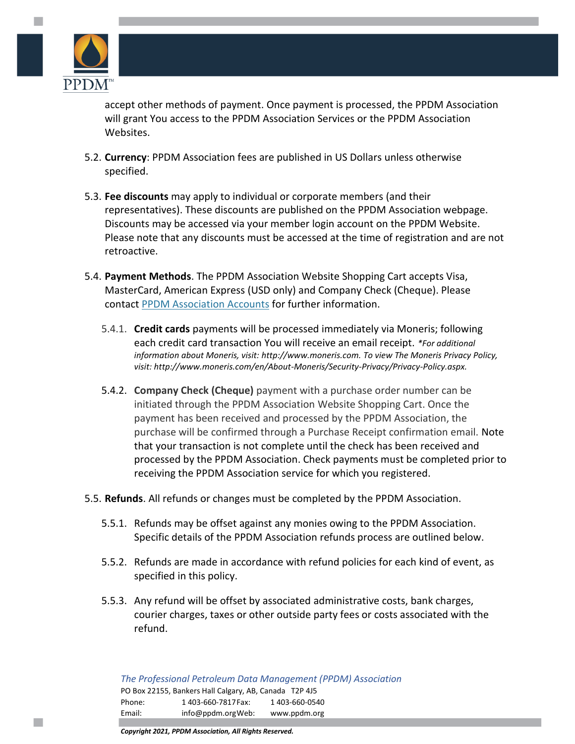accept other methods of payment. Once payment is processed, the PPDM Association will grant You access to the PPDM Association Services or the PPDM Association Websites.

5.2. **Currency**: PPDM Association fees are published in US Dollars unless otherwise specified.

5.3. **Fee discounts** may apply to individual or corporate members (and their representatives). These discounts are published on the PPDM Association webpage. Discounts may be accessed via your member login account on the PPDM Website. Please note that any discounts must be accessed at the time of registration and are not retroactive.

5.4. **Payment Methods**. The PPDM Association Website Shopping Cart accepts Visa, MasterCard, American Express (USD only) and Company Check (Cheque). Please contact PPDM Association Accounts for further information.

5.4.1. **Credit cards** payments will be processed immediately via Moneris; following each credit card transaction You will receive an email receipt. *\*For additional information about Moneris, visit: http://www.moneris.com. To view The Moneris Privacy Policy, visit: http://www.moneris.com/en/About-Moneris/Security-Privacy/Privacy-Policy.aspx.*

5.4.2. **Company Check (Cheque)** payment with a purchase order number can be initiated through the PPDM Association Website Shopping Cart. Once the payment has been received and processed by the PPDM Association, the purchase will be confirmed through a Purchase Receipt confirmation email. Note that your transaction is not complete until the check has been received and processed by the PPDM Association. Check payments must be completed prior to receiving the PPDM Association service for which you registered.

5.5. **Refunds**. All refunds or changes must be completed by the PPDM Association.

5.5.1. Refunds may be offset against any monies owing to the PPDM Association. Specific details of the PPDM Association refunds process are outlined below.

5.5.2. Refunds are made in accordance with refund policies for each kind of event, as specified in this policy.

5.5.3. Any refund will be offset by associated administrative costs, bank charges, courier charges, taxes or other outside party fees or costs associated with the refund.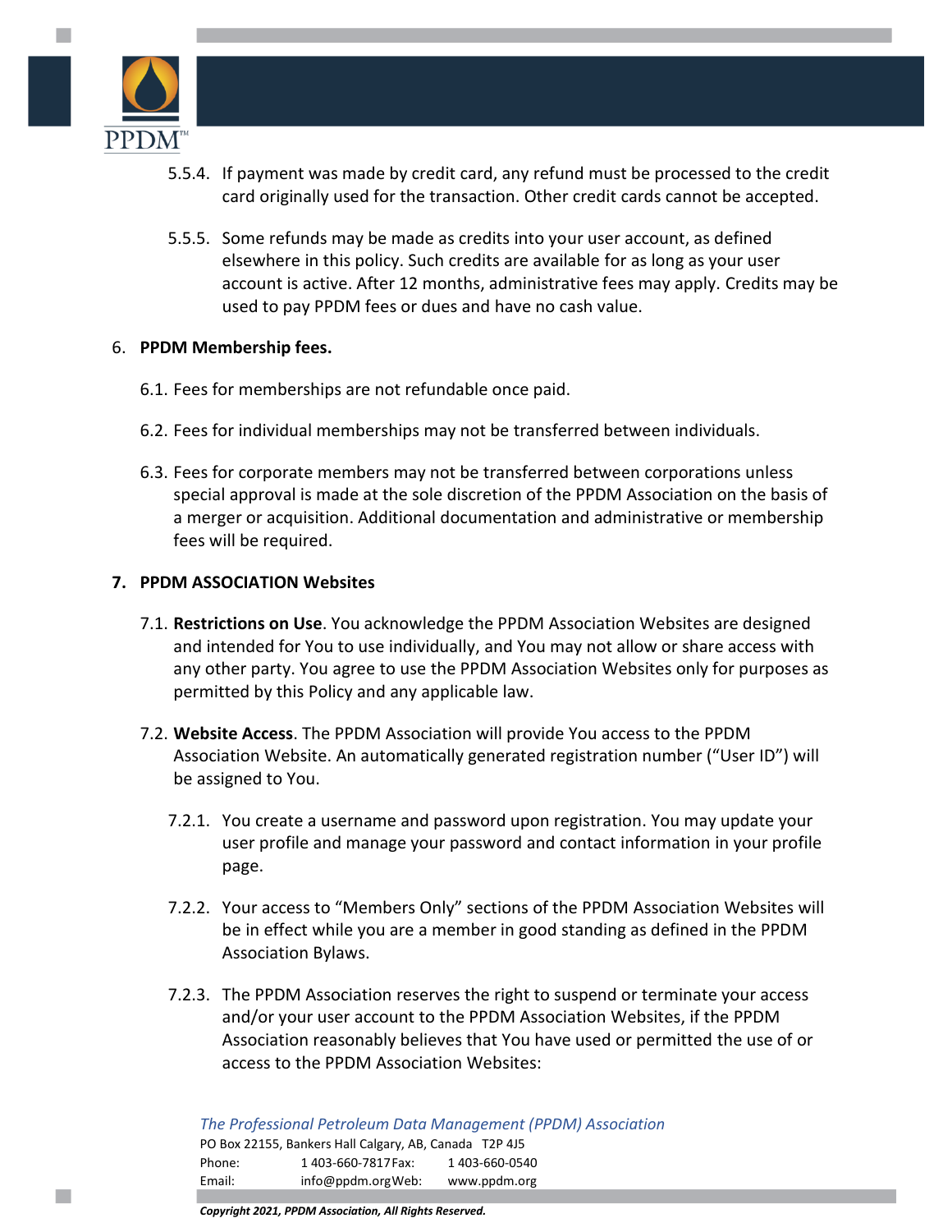5.5.4. If payment was made by credit card, any refund must be processed to the credit card originally used for the transaction. Other credit cards cannot be accepted.

5.5.5. Some refunds may be made as credits into your user account, as defined elsewhere in this policy. Such credits are available for as long as your user account is active. After 12 months, administrative fees may apply. Credits may be used to pay PPDM fees or dues and have no cash value.

6. **PPDM Membership fees.**

6.1. Fees for memberships are not refundable once paid.

6.2. Fees for individual memberships may not be transferred between individuals.

6.3. Fees for corporate members may not be transferred between corporations unless special approval is made at the sole discretion of the PPDM Association on the basis of a merger or acquisition. Additional documentation and administrative or membership fees will be required.

7. **PPDM ASSOCIATION Websites**

7.1. **Restrictions on Use**. You acknowledge the PPDM Association Websites are designed and intended for You to use individually, and You may not allow or share access with any other party. You agree to use the PPDM Association Websites only for purposes as permitted by this Policy and any applicable law.

7.2. **Website Access**. The PPDM Association will provide You access to the PPDM Association Website. An automatically generated registration number ("User ID") will be assigned to You.

7.2.1. You create a username and password upon registration. You may update your user profile and manage your password and contact information in your profile page.

7.2.2. Your access to "Members Only" sections of the PPDM Association Websites will be in effect while you are a member in good standing as defined in the PPDM Association Bylaws.

7.2.3. The PPDM Association reserves the right to suspend or terminate your access and/or your user account to the PPDM Association Websites, if the PPDM Association reasonably believes that You have used or permitted the use of or access to the PPDM Association Websites: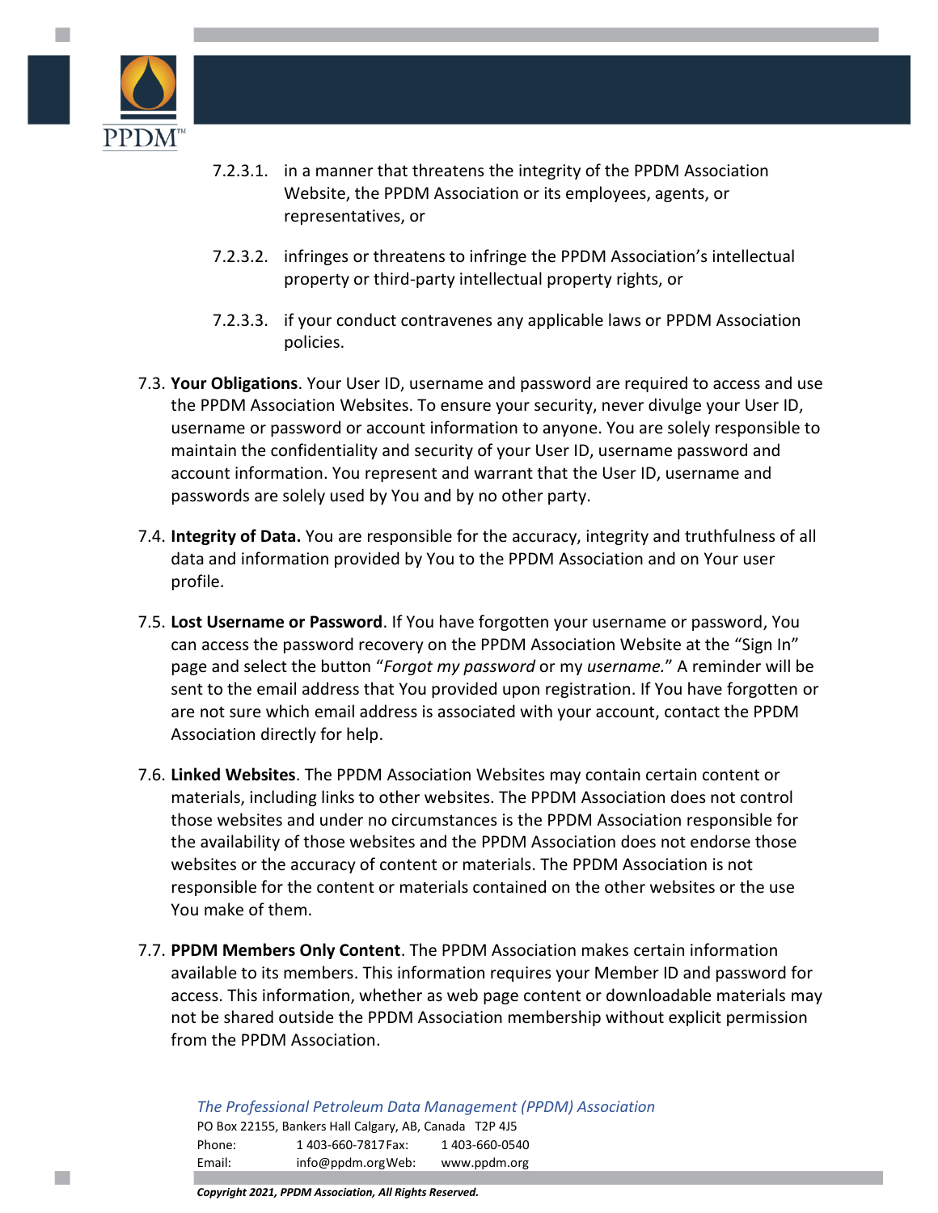7.2.3.1. in a manner that threatens the integrity of the PPDM Association Website, the PPDM Association or its employees, agents, or representatives, or

7.2.3.2. infringes or threatens to infringe the PPDM Association's intellectual property or third-party intellectual property rights, or

7.2.3.3. if your conduct contravenes any applicable laws or PPDM Association policies.

7.3. **Your Obligations**. Your User ID, username and password are required to access and use the PPDM Association Websites. To ensure your security, never divulge your User ID, username or password or account information to anyone. You are solely responsible to maintain the confidentiality and security of your User ID, username password and account information. You represent and warrant that the User ID, username and passwords are solely used by You and by no other party.

7.4. **Integrity of Data.** You are responsible for the accuracy, integrity and truthfulness of all data and information provided by You to the PPDM Association and on Your user profile.

7.5. **Lost Username or Password**. If You have forgotten your username or password, You can access the password recovery on the PPDM Association Website at the "Sign In" page and select the button "*Forgot my password* or my *username.*" A reminder will be sent to the email address that You provided upon registration. If You have forgotten or are not sure which email address is associated with your account, contact the PPDM Association directly for help.

7.6. **Linked Websites**. The PPDM Association Websites may contain certain content or materials, including links to other websites. The PPDM Association does not control those websites and under no circumstances is the PPDM Association responsible for the availability of those websites and the PPDM Association does not endorse those websites or the accuracy of content or materials. The PPDM Association is not responsible for the content or materials contained on the other websites or the use You make of them.

7.7. **PPDM Members Only Content**. The PPDM Association makes certain information available to its members. This information requires your Member ID and password for access. This information, whether as web page content or downloadable materials may not be shared outside the PPDM Association membership without explicit permission from the PPDM Association.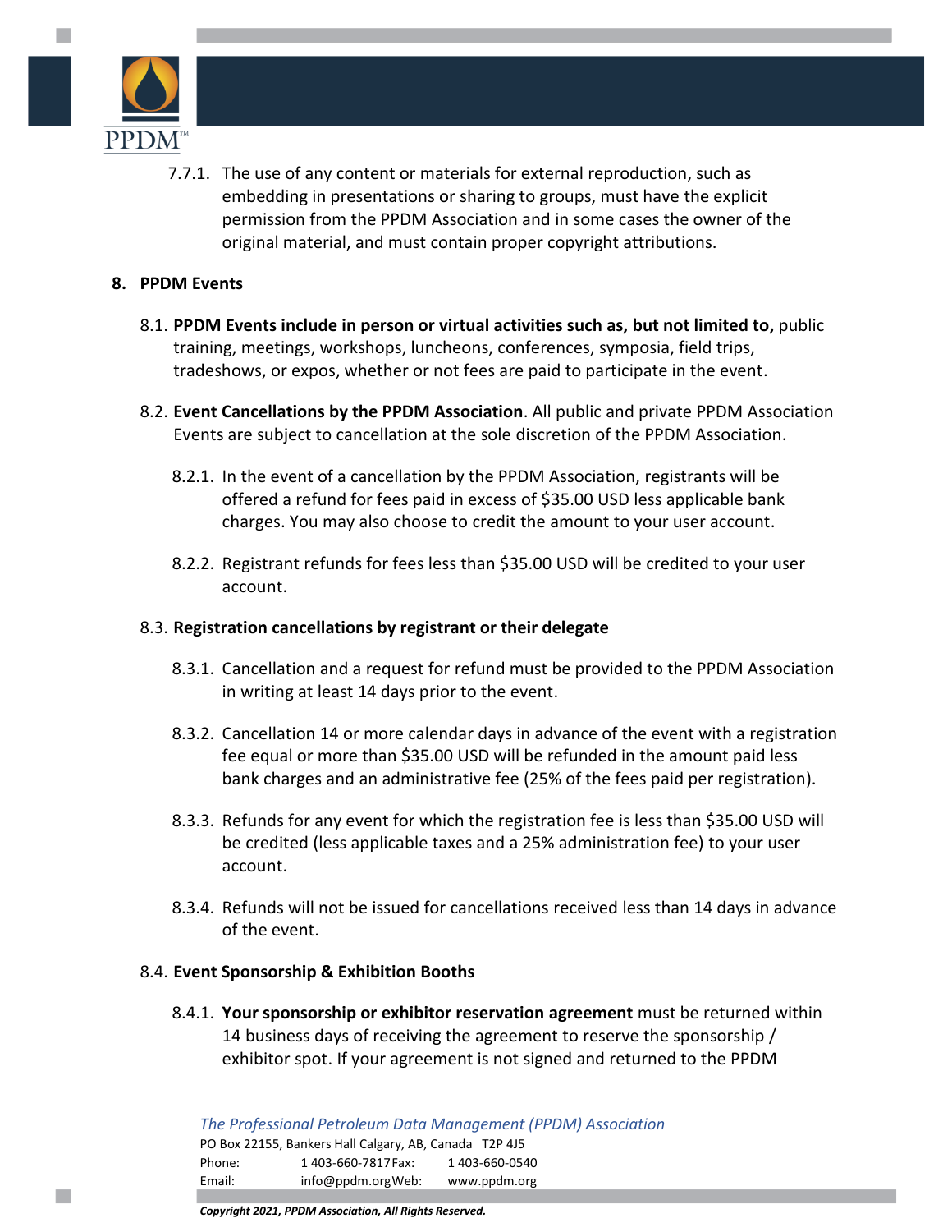7.7.1. The use of any content or materials for external reproduction, such as embedding in presentations or sharing to groups, must have the explicit permission from the PPDM Association and in some cases the owner of the original material, and must contain proper copyright attributions.

## 8. PPDM Events

8.1. **PPDM Events include in person or virtual activities such as, but not limited to,** public training, meetings, workshops, luncheons, conferences, symposia, field trips, tradeshows, or expos, whether or not fees are paid to participate in the event.

8.2. **Event Cancellations by the PPDM Association**. All public and private PPDM Association Events are subject to cancellation at the sole discretion of the PPDM Association.

8.2.1. In the event of a cancellation by the PPDM Association, registrants will be offered a refund for fees paid in excess of $35.00 USD less applicable bank charges. You may also choose to credit the amount to your user account.

8.2.2. Registrant refunds for fees less than $35.00 USD will be credited to your user account.

8.3. **Registration cancellations by registrant or their delegate**

8.3.1. Cancellation and a request for refund must be provided to the PPDM Association in writing at least 14 days prior to the event.

8.3.2. Cancellation 14 or more calendar days in advance of the event with a registration fee equal or more than $35.00 USD will be refunded in the amount paid less bank charges and an administrative fee (25% of the fees paid per registration).

8.3.3. Refunds for any event for which the registration fee is less than $35.00 USD will be credited (less applicable taxes and a 25% administration fee) to your user account.

8.3.4. Refunds will not be issued for cancellations received less than 14 days in advance of the event.

8.4. **Event Sponsorship & Exhibition Booths**

8.4.1. **Your sponsorship or exhibitor reservation agreement** must be returned within 14 business days of receiving the agreement to reserve the sponsorship / exhibitor spot. If your agreement is not signed and returned to the PPDM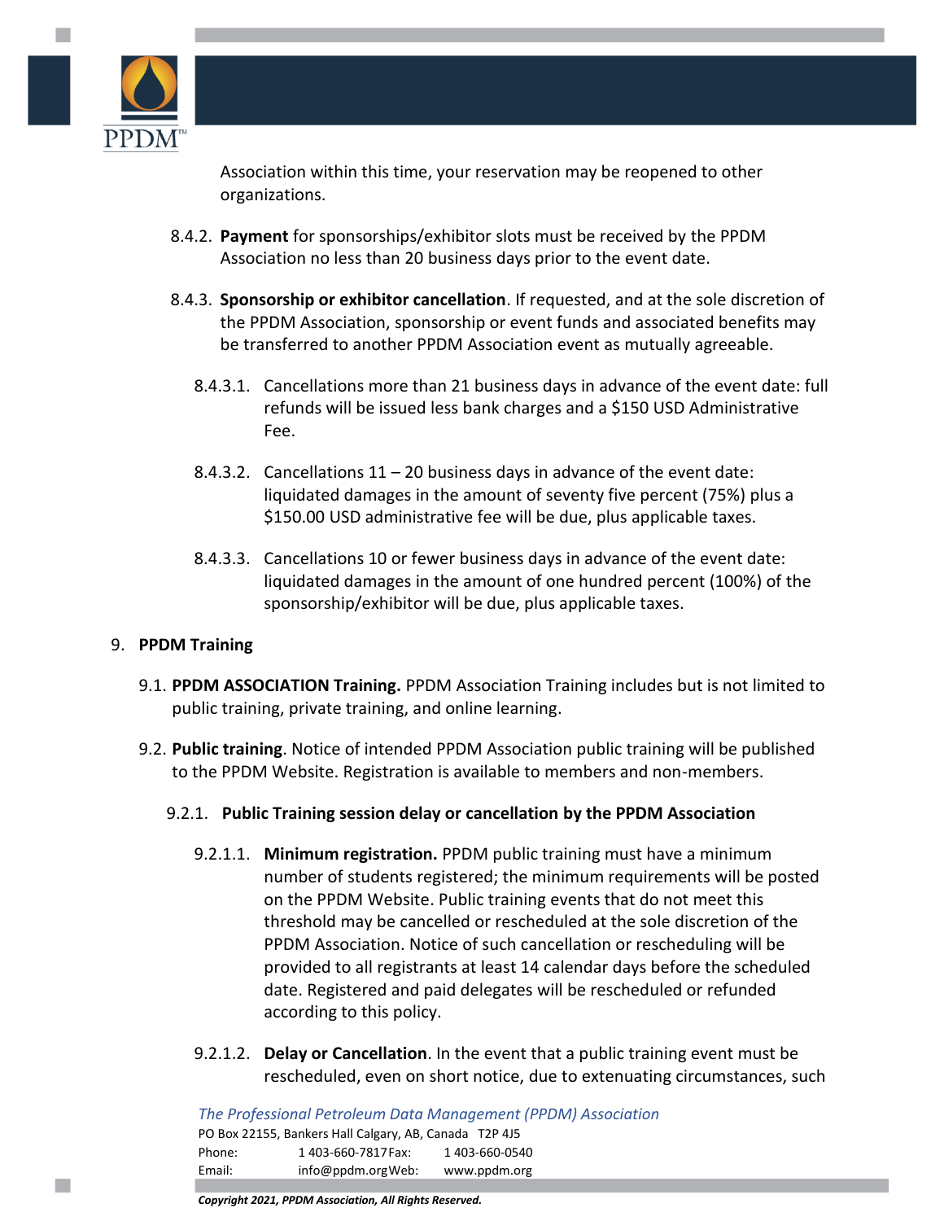Association within this time, your reservation may be reopened to other organizations.

8.4.2. **Payment** for sponsorships/exhibitor slots must be received by the PPDM Association no less than 20 business days prior to the event date.

8.4.3. **Sponsorship or exhibitor cancellation**. If requested, and at the sole discretion of the PPDM Association, sponsorship or event funds and associated benefits may be transferred to another PPDM Association event as mutually agreeable.

8.4.3.1. Cancellations more than 21 business days in advance of the event date: full refunds will be issued less bank charges and a $150 USD Administrative Fee.

8.4.3.2. Cancellations 11 – 20 business days in advance of the event date: liquidated damages in the amount of seventy five percent (75%) plus a $150.00 USD administrative fee will be due, plus applicable taxes.

8.4.3.3. Cancellations 10 or fewer business days in advance of the event date: liquidated damages in the amount of one hundred percent (100%) of the sponsorship/exhibitor will be due, plus applicable taxes.

## 9. PPDM Training

9.1. **PPDM ASSOCIATION Training.** PPDM Association Training includes but is not limited to public training, private training, and online learning.

9.2. **Public training**. Notice of intended PPDM Association public training will be published to the PPDM Website. Registration is available to members and non-members.

### 9.2.1. Public Training session delay or cancellation by the PPDM Association

9.2.1.1. **Minimum registration.** PPDM public training must have a minimum number of students registered; the minimum requirements will be posted on the PPDM Website. Public training events that do not meet this threshold may be cancelled or rescheduled at the sole discretion of the PPDM Association. Notice of such cancellation or rescheduling will be provided to all registrants at least 14 calendar days before the scheduled date. Registered and paid delegates will be rescheduled or refunded according to this policy.

9.2.1.2. **Delay or Cancellation**. In the event that a public training event must be rescheduled, even on short notice, due to extenuating circumstances, such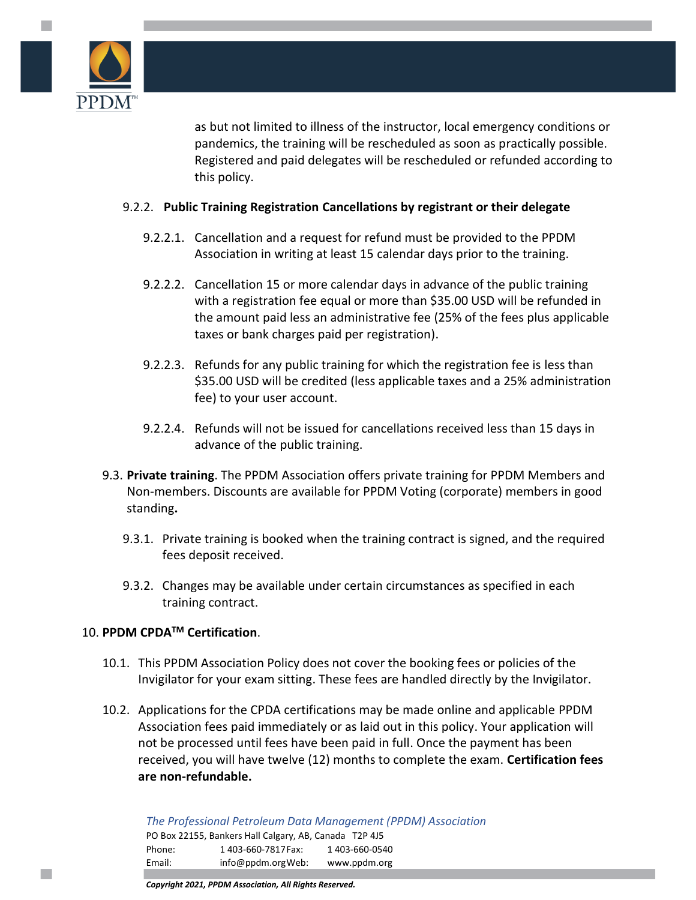as but not limited to illness of the instructor, local emergency conditions or pandemics, the training will be rescheduled as soon as practically possible. Registered and paid delegates will be rescheduled or refunded according to this policy.

9.2.2. **Public Training Registration Cancellations by registrant or their delegate**

9.2.2.1. Cancellation and a request for refund must be provided to the PPDM Association in writing at least 15 calendar days prior to the training.

9.2.2.2. Cancellation 15 or more calendar days in advance of the public training with a registration fee equal or more than $35.00 USD will be refunded in the amount paid less an administrative fee (25% of the fees plus applicable taxes or bank charges paid per registration).

9.2.2.3. Refunds for any public training for which the registration fee is less than $35.00 USD will be credited (less applicable taxes and a 25% administration fee) to your user account.

9.2.2.4. Refunds will not be issued for cancellations received less than 15 days in advance of the public training.

9.3. **Private training**. The PPDM Association offers private training for PPDM Members and Non-members. Discounts are available for PPDM Voting (corporate) members in good standing**.**

9.3.1. Private training is booked when the training contract is signed, and the required fees deposit received.

9.3.2. Changes may be available under certain circumstances as specified in each training contract.

10. **PPDM CPDA™ Certification**.

10.1. This PPDM Association Policy does not cover the booking fees or policies of the Invigilator for your exam sitting. These fees are handled directly by the Invigilator.

10.2. Applications for the CPDA certifications may be made online and applicable PPDM Association fees paid immediately or as laid out in this policy. Your application will not be processed until fees have been paid in full. Once the payment has been received, you will have twelve (12) months to complete the exam. **Certification fees are non-refundable.**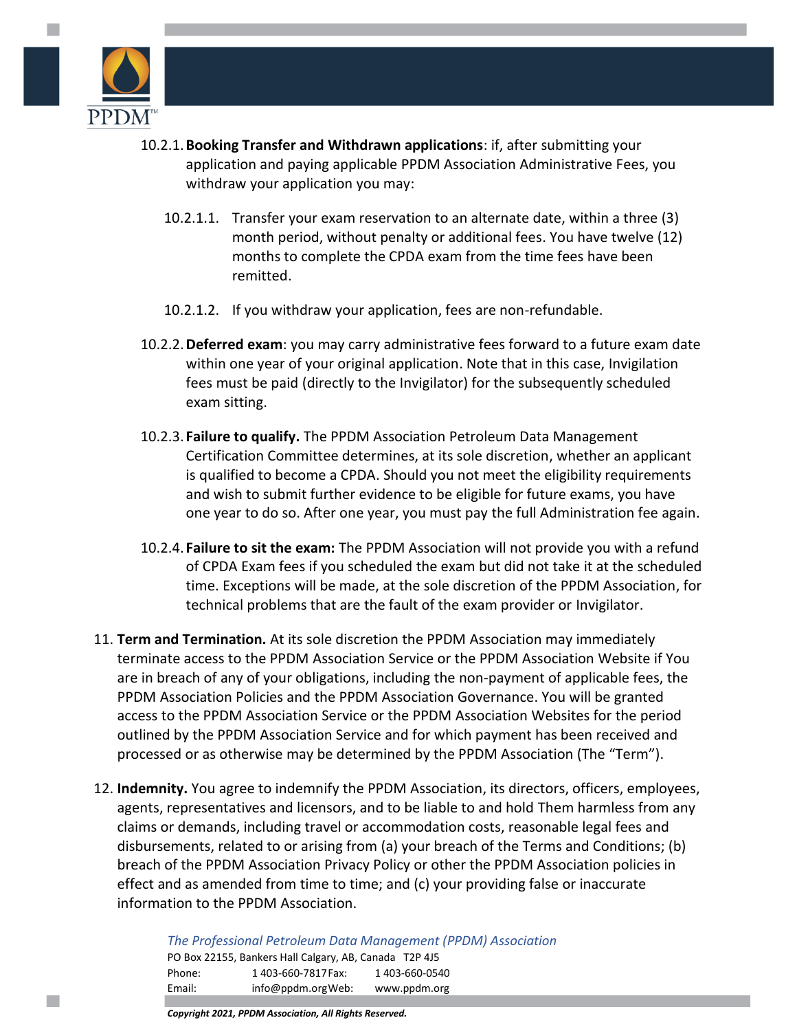10.2.1. **Booking Transfer and Withdrawn applications**: if, after submitting your application and paying applicable PPDM Association Administrative Fees, you withdraw your application you may:

10.2.1.1. Transfer your exam reservation to an alternate date, within a three (3) month period, without penalty or additional fees. You have twelve (12) months to complete the CPDA exam from the time fees have been remitted.

10.2.1.2. If you withdraw your application, fees are non-refundable.

10.2.2. **Deferred exam**: you may carry administrative fees forward to a future exam date within one year of your original application. Note that in this case, Invigilation fees must be paid (directly to the Invigilator) for the subsequently scheduled exam sitting.

10.2.3. **Failure to qualify.** The PPDM Association Petroleum Data Management Certification Committee determines, at its sole discretion, whether an applicant is qualified to become a CPDA. Should you not meet the eligibility requirements and wish to submit further evidence to be eligible for future exams, you have one year to do so. After one year, you must pay the full Administration fee again.

10.2.4. **Failure to sit the exam:** The PPDM Association will not provide you with a refund of CPDA Exam fees if you scheduled the exam but did not take it at the scheduled time. Exceptions will be made, at the sole discretion of the PPDM Association, for technical problems that are the fault of the exam provider or Invigilator.

11. **Term and Termination.** At its sole discretion the PPDM Association may immediately terminate access to the PPDM Association Service or the PPDM Association Website if You are in breach of any of your obligations, including the non-payment of applicable fees, the PPDM Association Policies and the PPDM Association Governance. You will be granted access to the PPDM Association Service or the PPDM Association Websites for the period outlined by the PPDM Association Service and for which payment has been received and processed or as otherwise may be determined by the PPDM Association (The "Term").

12. **Indemnity.** You agree to indemnify the PPDM Association, its directors, officers, employees, agents, representatives and licensors, and to be liable to and hold Them harmless from any claims or demands, including travel or accommodation costs, reasonable legal fees and disbursements, related to or arising from (a) your breach of the Terms and Conditions; (b) breach of the PPDM Association Privacy Policy or other the PPDM Association policies in effect and as amended from time to time; and (c) your providing false or inaccurate information to the PPDM Association.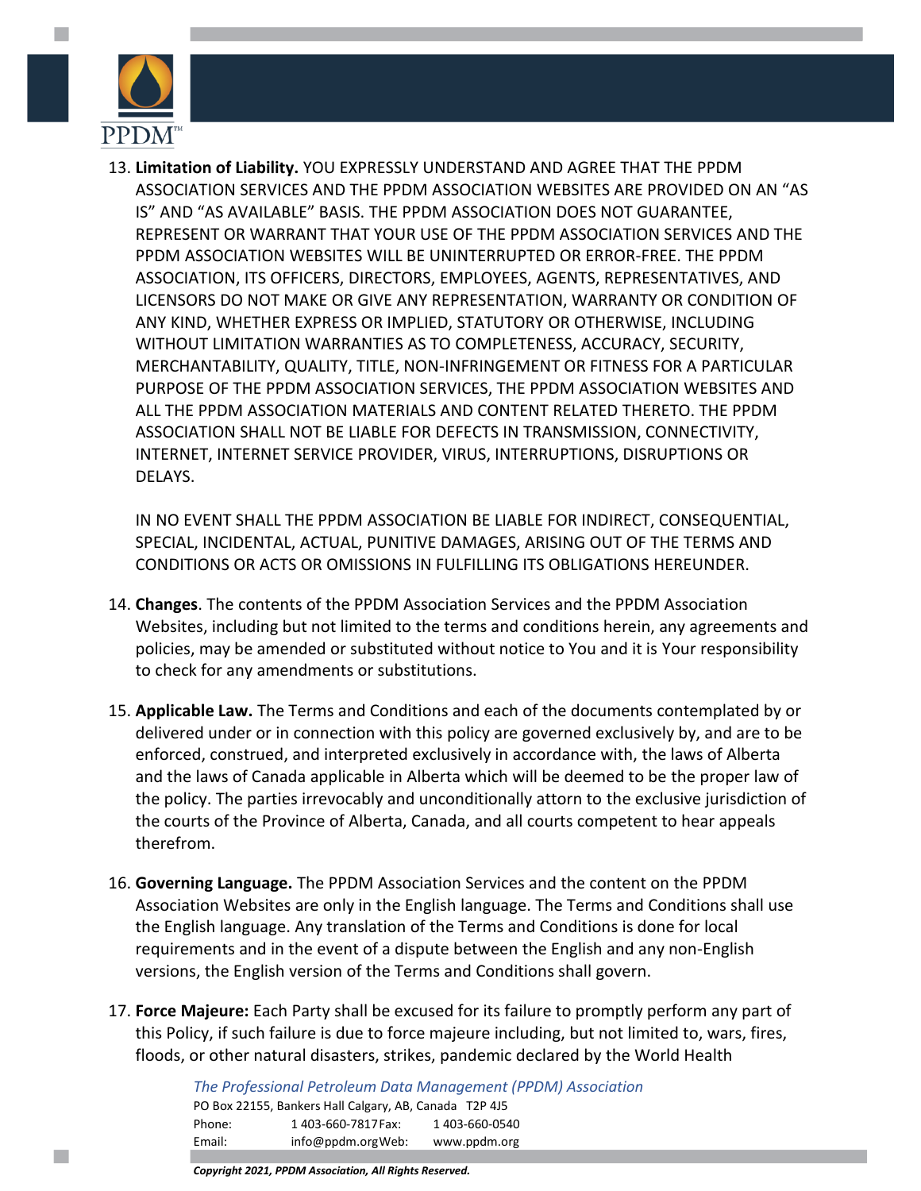13. **Limitation of Liability.** YOU EXPRESSLY UNDERSTAND AND AGREE THAT THE PPDM ASSOCIATION SERVICES AND THE PPDM ASSOCIATION WEBSITES ARE PROVIDED ON AN "AS IS" AND "AS AVAILABLE" BASIS. THE PPDM ASSOCIATION DOES NOT GUARANTEE, REPRESENT OR WARRANT THAT YOUR USE OF THE PPDM ASSOCIATION SERVICES AND THE PPDM ASSOCIATION WEBSITES WILL BE UNINTERRUPTED OR ERROR-FREE. THE PPDM ASSOCIATION, ITS OFFICERS, DIRECTORS, EMPLOYEES, AGENTS, REPRESENTATIVES, AND LICENSORS DO NOT MAKE OR GIVE ANY REPRESENTATION, WARRANTY OR CONDITION OF ANY KIND, WHETHER EXPRESS OR IMPLIED, STATUTORY OR OTHERWISE, INCLUDING WITHOUT LIMITATION WARRANTIES AS TO COMPLETENESS, ACCURACY, SECURITY, MERCHANTABILITY, QUALITY, TITLE, NON-INFRINGEMENT OR FITNESS FOR A PARTICULAR PURPOSE OF THE PPDM ASSOCIATION SERVICES, THE PPDM ASSOCIATION WEBSITES AND ALL THE PPDM ASSOCIATION MATERIALS AND CONTENT RELATED THERETO. THE PPDM ASSOCIATION SHALL NOT BE LIABLE FOR DEFECTS IN TRANSMISSION, CONNECTIVITY, INTERNET, INTERNET SERVICE PROVIDER, VIRUS, INTERRUPTIONS, DISRUPTIONS OR DELAYS.

    IN NO EVENT SHALL THE PPDM ASSOCIATION BE LIABLE FOR INDIRECT, CONSEQUENTIAL, SPECIAL, INCIDENTAL, ACTUAL, PUNITIVE DAMAGES, ARISING OUT OF THE TERMS AND CONDITIONS OR ACTS OR OMISSIONS IN FULFILLING ITS OBLIGATIONS HEREUNDER.

14. **Changes**. The contents of the PPDM Association Services and the PPDM Association Websites, including but not limited to the terms and conditions herein, any agreements and policies, may be amended or substituted without notice to You and it is Your responsibility to check for any amendments or substitutions.

15. **Applicable Law.** The Terms and Conditions and each of the documents contemplated by or delivered under or in connection with this policy are governed exclusively by, and are to be enforced, construed, and interpreted exclusively in accordance with, the laws of Alberta and the laws of Canada applicable in Alberta which will be deemed to be the proper law of the policy. The parties irrevocably and unconditionally attorn to the exclusive jurisdiction of the courts of the Province of Alberta, Canada, and all courts competent to hear appeals therefrom.

16. **Governing Language.** The PPDM Association Services and the content on the PPDM Association Websites are only in the English language. The Terms and Conditions shall use the English language. Any translation of the Terms and Conditions is done for local requirements and in the event of a dispute between the English and any non-English versions, the English version of the Terms and Conditions shall govern.

17. **Force Majeure:** Each Party shall be excused for its failure to promptly perform any part of this Policy, if such failure is due to force majeure including, but not limited to, wars, fires, floods, or other natural disasters, strikes, pandemic declared by the World Health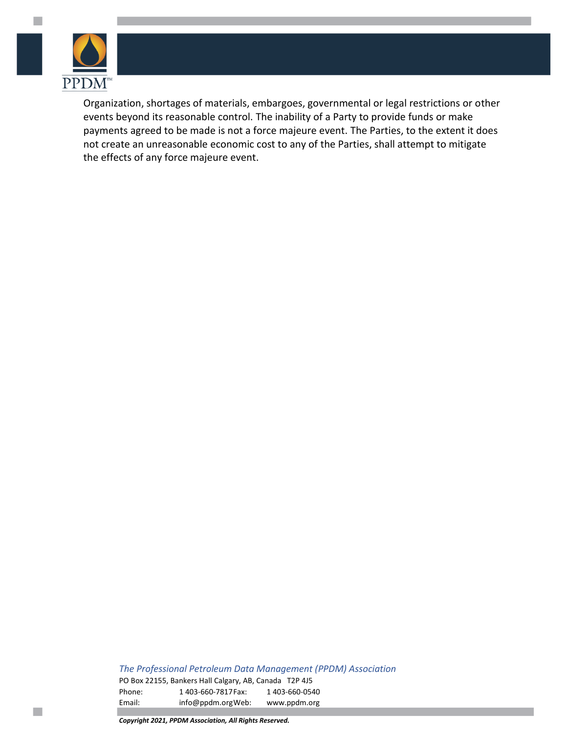Organization, shortages of materials, embargoes, governmental or legal restrictions or other events beyond its reasonable control. The inability of a Party to provide funds or make payments agreed to be made is not a force majeure event. The Parties, to the extent it does not create an unreasonable economic cost to any of the Parties, shall attempt to mitigate the effects of any force majeure event.